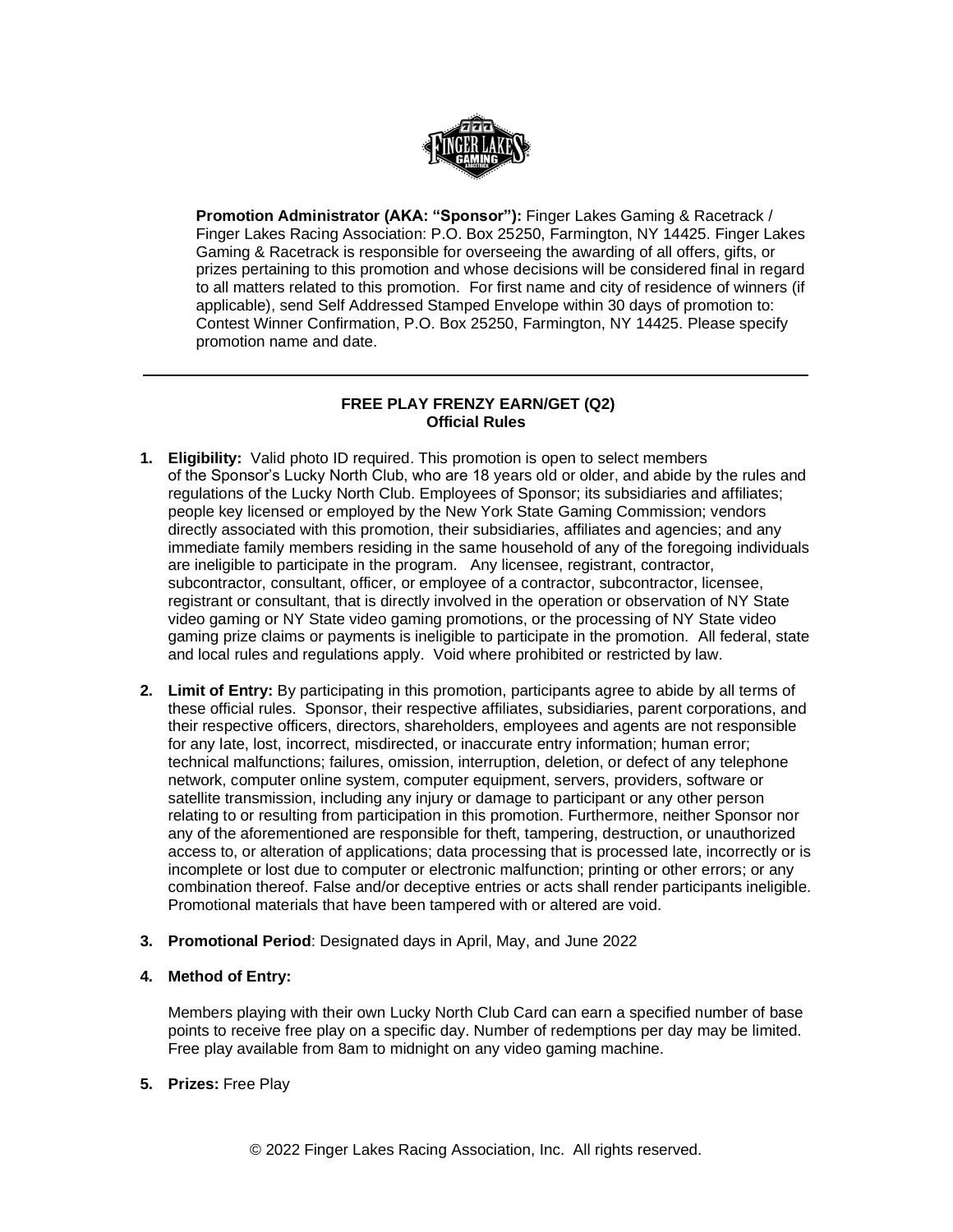**Promotion Administrator (AKA: "Sponsor"):** Finger Lakes Gaming & Racetrack / Finger Lakes Racing Association: P.O. Box 25250, Farmington, NY 14425. Finger Lakes Gaming & Racetrack is responsible for overseeing the awarding of all offers, gifts, or prizes pertaining to this promotion and whose decisions will be considered final in regard to all matters related to this promotion. For first name and city of residence of winners (if applicable), send Self Addressed Stamped Envelope within 30 days of promotion to: Contest Winner Confirmation, P.O. Box 25250, Farmington, NY 14425. Please specify promotion name and date.

---

## FREE PLAY FRENZY EARN/GET (Q2)
## Official Rules

1. **Eligibility:** Valid photo ID required. This promotion is open to select members of the Sponsor's Lucky North Club, who are 18 years old or older, and abide by the rules and regulations of the Lucky North Club. Employees of Sponsor; its subsidiaries and affiliates; people key licensed or employed by the New York State Gaming Commission; vendors directly associated with this promotion, their subsidiaries, affiliates and agencies; and any immediate family members residing in the same household of any of the foregoing individuals are ineligible to participate in the program. Any licensee, registrant, contractor, subcontractor, consultant, officer, or employee of a contractor, subcontractor, licensee, registrant or consultant, that is directly involved in the operation or observation of NY State video gaming or NY State video gaming promotions, or the processing of NY State video gaming prize claims or payments is ineligible to participate in the promotion. All federal, state and local rules and regulations apply. Void where prohibited or restricted by law.

2. **Limit of Entry:** By participating in this promotion, participants agree to abide by all terms of these official rules. Sponsor, their respective affiliates, subsidiaries, parent corporations, and their respective officers, directors, shareholders, employees and agents are not responsible for any late, lost, incorrect, misdirected, or inaccurate entry information; human error; technical malfunctions; failures, omission, interruption, deletion, or defect of any telephone network, computer online system, computer equipment, servers, providers, software or satellite transmission, including any injury or damage to participant or any other person relating to or resulting from participation in this promotion. Furthermore, neither Sponsor nor any of the aforementioned are responsible for theft, tampering, destruction, or unauthorized access to, or alteration of applications; data processing that is processed late, incorrectly or is incomplete or lost due to computer or electronic malfunction; printing or other errors; or any combination thereof. False and/or deceptive entries or acts shall render participants ineligible. Promotional materials that have been tampered with or altered are void.

3. **Promotional Period**: Designated days in April, May, and June 2022

4. **Method of Entry:**

   Members playing with their own Lucky North Club Card can earn a specified number of base points to receive free play on a specific day. Number of redemptions per day may be limited. Free play available from 8am to midnight on any video gaming machine.

5. **Prizes:** Free Play

© 2022 Finger Lakes Racing Association, Inc. All rights reserved.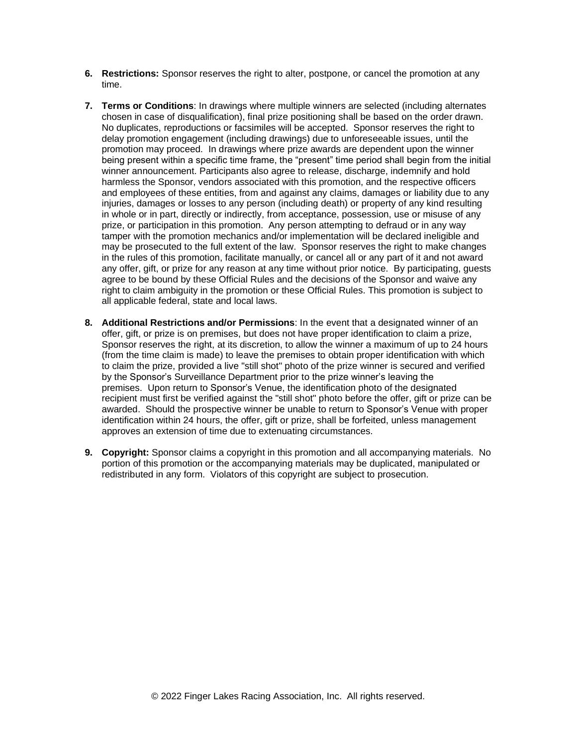6. **Restrictions:** Sponsor reserves the right to alter, postpone, or cancel the promotion at any time.

7. **Terms or Conditions**: In drawings where multiple winners are selected (including alternates chosen in case of disqualification), final prize positioning shall be based on the order drawn. No duplicates, reproductions or facsimiles will be accepted. Sponsor reserves the right to delay promotion engagement (including drawings) due to unforeseeable issues, until the promotion may proceed. In drawings where prize awards are dependent upon the winner being present within a specific time frame, the "present" time period shall begin from the initial winner announcement. Participants also agree to release, discharge, indemnify and hold harmless the Sponsor, vendors associated with this promotion, and the respective officers and employees of these entities, from and against any claims, damages or liability due to any injuries, damages or losses to any person (including death) or property of any kind resulting in whole or in part, directly or indirectly, from acceptance, possession, use or misuse of any prize, or participation in this promotion. Any person attempting to defraud or in any way tamper with the promotion mechanics and/or implementation will be declared ineligible and may be prosecuted to the full extent of the law. Sponsor reserves the right to make changes in the rules of this promotion, facilitate manually, or cancel all or any part of it and not award any offer, gift, or prize for any reason at any time without prior notice. By participating, guests agree to be bound by these Official Rules and the decisions of the Sponsor and waive any right to claim ambiguity in the promotion or these Official Rules. This promotion is subject to all applicable federal, state and local laws.

8. **Additional Restrictions and/or Permissions**: In the event that a designated winner of an offer, gift, or prize is on premises, but does not have proper identification to claim a prize, Sponsor reserves the right, at its discretion, to allow the winner a maximum of up to 24 hours (from the time claim is made) to leave the premises to obtain proper identification with which to claim the prize, provided a live "still shot" photo of the prize winner is secured and verified by the Sponsor's Surveillance Department prior to the prize winner's leaving the premises. Upon return to Sponsor's Venue, the identification photo of the designated recipient must first be verified against the "still shot" photo before the offer, gift or prize can be awarded. Should the prospective winner be unable to return to Sponsor's Venue with proper identification within 24 hours, the offer, gift or prize, shall be forfeited, unless management approves an extension of time due to extenuating circumstances.

9. **Copyright:** Sponsor claims a copyright in this promotion and all accompanying materials. No portion of this promotion or the accompanying materials may be duplicated, manipulated or redistributed in any form. Violators of this copyright are subject to prosecution.

© 2022 Finger Lakes Racing Association, Inc. All rights reserved.